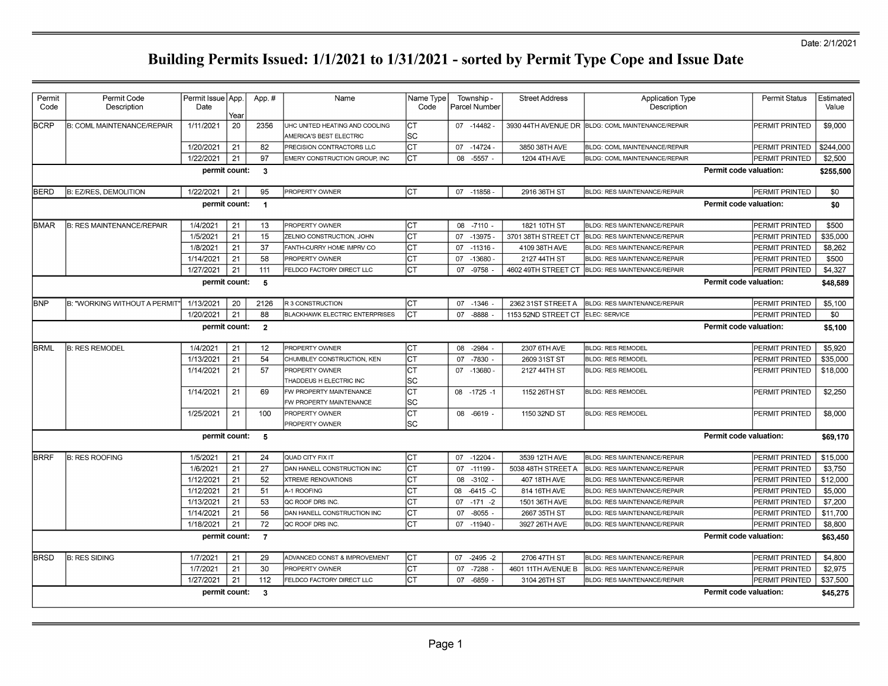Date: 2/1/2021

# Building Permits Issued: 1/1/2021 to 1/31/2021 - sorted by Permit Type Cope and Issue Date

| Permit Code | Permit Code Description | Permit Issue Date | App. Year | App. # | Name | Name Type Code | Township - Parcel Number | Street Address | Application Type Description | Permit Status | Estimated Value |
|---|---|---|---|---|---|---|---|---|---|---|---|
| BCRP | B: COML MAINTENANCE/REPAIR | 1/11/2021 | 20 | 2356 | UHC UNITED HEATING AND COOLING | CT | 07 -14482 - | 3930 44TH AVENUE DR | BLDG: COML MAINTENANCE/REPAIR | PERMIT PRINTED | $9,000 |
| | | | | | AMERICA'S BEST ELECTRIC | SC | | | | | |
| | | 1/20/2021 | 21 | 82 | PRECISION CONTRACTORS LLC | CT | 07 -14724 - | 3850 38TH AVE | BLDG: COML MAINTENANCE/REPAIR | PERMIT PRINTED | $244,000 |
| | | 1/22/2021 | 21 | 97 | EMERY CONSTRUCTION GROUP, INC | CT | 08 -5557 - | 1204 4TH AVE | BLDG: COML MAINTENANCE/REPAIR | PERMIT PRINTED | $2,500 |
| | | **permit count:** | | **3** | | | | | **Permit code valuation:** | | **$255,500** |
| BERD | B: EZ/RES, DEMOLITION | 1/22/2021 | 21 | 95 | PROPERTY OWNER | CT | 07 -11858 - | 2916 36TH ST | BLDG: RES MAINTENANCE/REPAIR | PERMIT PRINTED | $0 |
| | | **permit count:** | | **1** | | | | | **Permit code valuation:** | | **$0** |
| BMAR | B: RES MAINTENANCE/REPAIR | 1/4/2021 | 21 | 13 | PROPERTY OWNER | CT | 08 -7110 - | 1821 10TH ST | BLDG: RES MAINTENANCE/REPAIR | PERMIT PRINTED | $500 |
| | | 1/5/2021 | 21 | 15 | ZELNIO CONSTRUCTION, JOHN | CT | 07 -13975 - | 3701 38TH STREET CT | BLDG: RES MAINTENANCE/REPAIR | PERMIT PRINTED | $35,000 |
| | | 1/8/2021 | 21 | 37 | FANTH-CURRY HOME IMPRV CO | CT | 07 -11316 - | 4109 38TH AVE | BLDG: RES MAINTENANCE/REPAIR | PERMIT PRINTED | $8,262 |
| | | 1/14/2021 | 21 | 58 | PROPERTY OWNER | CT | 07 -13680 - | 2127 44TH ST | BLDG: RES MAINTENANCE/REPAIR | PERMIT PRINTED | $500 |
| | | 1/27/2021 | 21 | 111 | FELDCO FACTORY DIRECT LLC | CT | 07 -9758 - | 4602 49TH STREET CT | BLDG: RES MAINTENANCE/REPAIR | PERMIT PRINTED | $4,327 |
| | | **permit count:** | | **5** | | | | | **Permit code valuation:** | | **$48,589** |
| BNP | B: "WORKING WITHOUT A PERMIT" | 1/13/2021 | 20 | 2126 | R 3 CONSTRUCTION | CT | 07 -1346 - | 2362 31ST STREET A | BLDG: RES MAINTENANCE/REPAIR | PERMIT PRINTED | $5,100 |
| | | 1/20/2021 | 21 | 88 | BLACKHAWK ELECTRIC ENTERPRISES | CT | 07 -8888 - | 1153 52ND STREET CT | ELEC: SERVICE | PERMIT PRINTED | $0 |
| | | **permit count:** | | **2** | | | | | **Permit code valuation:** | | **$5,100** |
| BRML | B: RES REMODEL | 1/4/2021 | 21 | 12 | PROPERTY OWNER | CT | 08 -2984 - | 2307 6TH AVE | BLDG: RES REMODEL | PERMIT PRINTED | $5,920 |
| | | 1/13/2021 | 21 | 54 | CHUMBLEY CONSTRUCTION, KEN | CT | 07 -7830 - | 2609 31ST ST | BLDG: RES REMODEL | PERMIT PRINTED | $35,000 |
| | | 1/14/2021 | 21 | 57 | PROPERTY OWNER | CT | 07 -13680 - | 2127 44TH ST | BLDG: RES REMODEL | PERMIT PRINTED | $18,000 |
| | | | | | THADDEUS H ELECTRIC INC | SC | | | | | |
| | | 1/14/2021 | 21 | 69 | FW PROPERTY MAINTENANCE | CT | 08 -1725 -1 | 1152 26TH ST | BLDG: RES REMODEL | PERMIT PRINTED | $2,250 |
| | | | | | FW PROPERTY MAINTENANCE | SC | | | | | |
| | | 1/25/2021 | 21 | 100 | PROPERTY OWNER | CT | 08 -6619 - | 1150 32ND ST | BLDG: RES REMODEL | PERMIT PRINTED | $8,000 |
| | | | | | PROPERTY OWNER | SC | | | | | |
| | | **permit count:** | | **5** | | | | | **Permit code valuation:** | | **$69,170** |
| BRRF | B: RES ROOFING | 1/5/2021 | 21 | 24 | QUAD CITY FIX IT | CT | 07 -12204 - | 3539 12TH AVE | BLDG: RES MAINTENANCE/REPAIR | PERMIT PRINTED | $15,000 |
| | | 1/6/2021 | 21 | 27 | DAN HANELL CONSTRUCTION INC | CT | 07 -11199 - | 5038 48TH STREET A | BLDG: RES MAINTENANCE/REPAIR | PERMIT PRINTED | $3,750 |
| | | 1/12/2021 | 21 | 52 | XTREME RENOVATIONS | CT | 08 -3102 - | 407 18TH AVE | BLDG: RES MAINTENANCE/REPAIR | PERMIT PRINTED | $12,000 |
| | | 1/12/2021 | 21 | 51 | A-1 ROOFING | CT | 08 -6415 -C | 814 16TH AVE | BLDG: RES MAINTENANCE/REPAIR | PERMIT PRINTED | $5,000 |
| | | 1/13/2021 | 21 | 53 | QC ROOF DRS INC. | CT | 07 -171 -2 | 1501 36TH AVE | BLDG: RES MAINTENANCE/REPAIR | PERMIT PRINTED | $7,200 |
| | | 1/14/2021 | 21 | 56 | DAN HANELL CONSTRUCTION INC | CT | 07 -8055 - | 2667 35TH ST | BLDG: RES MAINTENANCE/REPAIR | PERMIT PRINTED | $11,700 |
| | | 1/18/2021 | 21 | 72 | QC ROOF DRS INC. | CT | 07 -11940 - | 3927 26TH AVE | BLDG: RES MAINTENANCE/REPAIR | PERMIT PRINTED | $8,800 |
| | | **permit count:** | | **7** | | | | | **Permit code valuation:** | | **$63,450** |
| BRSD | B: RES SIDING | 1/7/2021 | 21 | 29 | ADVANCED CONST & IMPROVEMENT | CT | 07 -2495 -2 | 2706 47TH ST | BLDG: RES MAINTENANCE/REPAIR | PERMIT PRINTED | $4,800 |
| | | 1/7/2021 | 21 | 30 | PROPERTY OWNER | CT | 07 -7288 - | 4601 11TH AVENUE B | BLDG: RES MAINTENANCE/REPAIR | PERMIT PRINTED | $2,975 |
| | | 1/27/2021 | 21 | 112 | FELDCO FACTORY DIRECT LLC | CT | 07 -6859 - | 3104 26TH ST | BLDG: RES MAINTENANCE/REPAIR | PERMIT PRINTED | $37,500 |
| | | **permit count:** | | **3** | | | | | **Permit code valuation:** | | **$45,275** |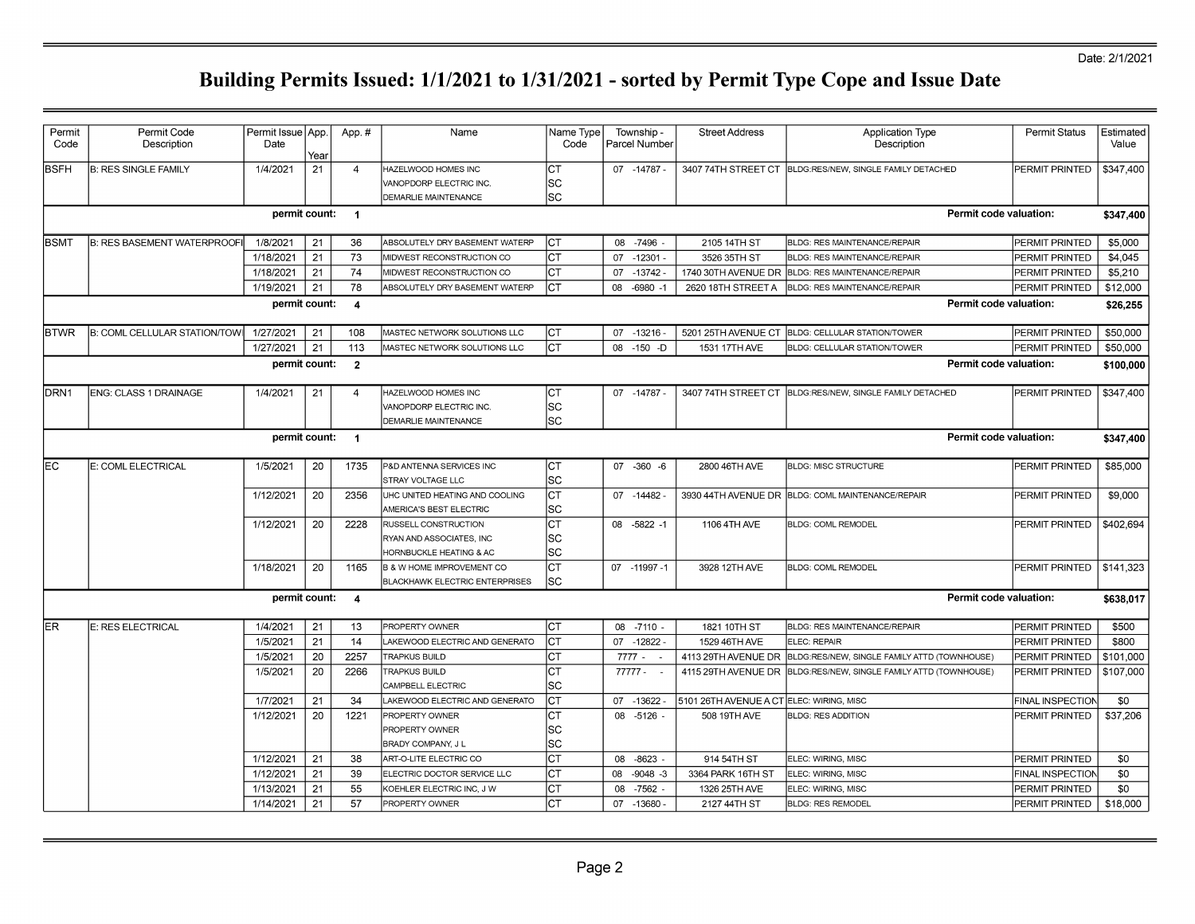Date: 2/1/2021

# Building Permits Issued: 1/1/2021 to 1/31/2021 - sorted by Permit Type Cope and Issue Date

| Permit Code | Permit Code Description | Permit Issue Date | App. Year | App. # | Name | Name Type Code | Township - Parcel Number | Street Address | Application Type Description | Permit Status | Estimated Value |
|---|---|---|---|---|---|---|---|---|---|---|---|
| BSFH | B: RES SINGLE FAMILY | 1/4/2021 | 21 | 4 | HAZELWOOD HOMES INC | CT | 07 -14787 - | 3407 74TH STREET CT | BLDG:RES/NEW, SINGLE FAMILY DETACHED | PERMIT PRINTED | $347,400 |
| | | | | | VANOPDORP ELECTRIC INC. | SC | | | | | |
| | | | | | DEMARLIE MAINTENANCE | SC | | | | | |
| | | permit count: | | 1 | | | | | Permit code valuation: | | $347,400 |
| BSMT | B: RES BASEMENT WATERPROOFI | 1/8/2021 | 21 | 36 | ABSOLUTELY DRY BASEMENT WATERP | CT | 08 -7496 - | 2105 14TH ST | BLDG: RES MAINTENANCE/REPAIR | PERMIT PRINTED | $5,000 |
| | | 1/18/2021 | 21 | 73 | MIDWEST RECONSTRUCTION CO | CT | 07 -12301 - | 3526 35TH ST | BLDG: RES MAINTENANCE/REPAIR | PERMIT PRINTED | $4,045 |
| | | 1/18/2021 | 21 | 74 | MIDWEST RECONSTRUCTION CO | CT | 07 -13742 - | 1740 30TH AVENUE DR | BLDG: RES MAINTENANCE/REPAIR | PERMIT PRINTED | $5,210 |
| | | 1/19/2021 | 21 | 78 | ABSOLUTELY DRY BASEMENT WATERP | CT | 08 -6980 -1 | 2620 18TH STREET A | BLDG: RES MAINTENANCE/REPAIR | PERMIT PRINTED | $12,000 |
| | | permit count: | | 4 | | | | | Permit code valuation: | | $26,255 |
| BTWR | B: COML CELLULAR STATION/TOW | 1/27/2021 | 21 | 108 | MASTEC NETWORK SOLUTIONS LLC | CT | 07 -13216 - | 5201 25TH AVENUE CT | BLDG: CELLULAR STATION/TOWER | PERMIT PRINTED | $50,000 |
| | | 1/27/2021 | 21 | 113 | MASTEC NETWORK SOLUTIONS LLC | CT | 08 -150 -D | 1531 17TH AVE | BLDG: CELLULAR STATION/TOWER | PERMIT PRINTED | $50,000 |
| | | permit count: | | 2 | | | | | Permit code valuation: | | $100,000 |
| DRN1 | ENG: CLASS 1 DRAINAGE | 1/4/2021 | 21 | 4 | HAZELWOOD HOMES INC | CT | 07 -14787 - | 3407 74TH STREET CT | BLDG:RES/NEW, SINGLE FAMILY DETACHED | PERMIT PRINTED | $347,400 |
| | | | | | VANOPDORP ELECTRIC INC. | SC | | | | | |
| | | | | | DEMARLIE MAINTENANCE | SC | | | | | |
| | | permit count: | | 1 | | | | | Permit code valuation: | | $347,400 |
| EC | E: COML ELECTRICAL | 1/5/2021 | 20 | 1735 | P&D ANTENNA SERVICES INC | CT | 07 -360 -6 | 2800 46TH AVE | BLDG: MISC STRUCTURE | PERMIT PRINTED | $85,000 |
| | | | | | STRAY VOLTAGE LLC | SC | | | | | |
| | | 1/12/2021 | 20 | 2356 | UHC UNITED HEATING AND COOLING | CT | 07 -14482 - | 3930 44TH AVENUE DR | BLDG: COML MAINTENANCE/REPAIR | PERMIT PRINTED | $9,000 |
| | | | | | AMERICA'S BEST ELECTRIC | SC | | | | | |
| | | 1/12/2021 | 20 | 2228 | RUSSELL CONSTRUCTION | CT | 08 -5822 -1 | 1106 4TH AVE | BLDG: COML REMODEL | PERMIT PRINTED | $402,694 |
| | | | | | RYAN AND ASSOCIATES, INC | SC | | | | | |
| | | | | | HORNBUCKLE HEATING & AC | SC | | | | | |
| | | 1/18/2021 | 20 | 1165 | B & W HOME IMPROVEMENT CO | CT | 07 -11997 -1 | 3928 12TH AVE | BLDG: COML REMODEL | PERMIT PRINTED | $141,323 |
| | | | | | BLACKHAWK ELECTRIC ENTERPRISES | SC | | | | | |
| | | permit count: | | 4 | | | | | Permit code valuation: | | $638,017 |
| ER | E: RES ELECTRICAL | 1/4/2021 | 21 | 13 | PROPERTY OWNER | CT | 08 -7110 - | 1821 10TH ST | BLDG: RES MAINTENANCE/REPAIR | PERMIT PRINTED | $500 |
| | | 1/5/2021 | 21 | 14 | LAKEWOOD ELECTRIC AND GENERATO | CT | 07 -12822 - | 1529 46TH AVE | ELEC: REPAIR | PERMIT PRINTED | $800 |
| | | 1/5/2021 | 20 | 2257 | TRAPKUS BUILD | CT | 7777 - - | 4113 29TH AVENUE DR | BLDG:RES/NEW, SINGLE FAMILY ATTD (TOWNHOUSE) | PERMIT PRINTED | $101,000 |
| | | 1/5/2021 | 20 | 2266 | TRAPKUS BUILD | CT | 77777 - - | 4115 29TH AVENUE DR | BLDG:RES/NEW, SINGLE FAMILY ATTD (TOWNHOUSE) | PERMIT PRINTED | $107,000 |
| | | | | | CAMPBELL ELECTRIC | SC | | | | | |
| | | 1/7/2021 | 21 | 34 | LAKEWOOD ELECTRIC AND GENERATO | CT | 07 -13622 - | 5101 26TH AVENUE A CT | ELEC: WIRING, MISC | FINAL INSPECTION | $0 |
| | | 1/12/2021 | 20 | 1221 | PROPERTY OWNER | CT | 08 -5126 - | 508 19TH AVE | BLDG: RES ADDITION | PERMIT PRINTED | $37,206 |
| | | | | | PROPERTY OWNER | SC | | | | | |
| | | | | | BRADY COMPANY, J L | SC | | | | | |
| | | 1/12/2021 | 21 | 38 | ART-O-LITE ELECTRIC CO | CT | 08 -8623 - | 914 54TH ST | ELEC: WIRING, MISC | PERMIT PRINTED | $0 |
| | | 1/12/2021 | 21 | 39 | ELECTRIC DOCTOR SERVICE LLC | CT | 08 -9048 -3 | 3364 PARK 16TH ST | ELEC: WIRING, MISC | FINAL INSPECTION | $0 |
| | | 1/13/2021 | 21 | 55 | KOEHLER ELECTRIC INC, J W | CT | 08 -7562 - | 1326 25TH AVE | ELEC: WIRING, MISC | PERMIT PRINTED | $0 |
| | | 1/14/2021 | 21 | 57 | PROPERTY OWNER | CT | 07 -13680 - | 2127 44TH ST | BLDG: RES REMODEL | PERMIT PRINTED | $18,000 |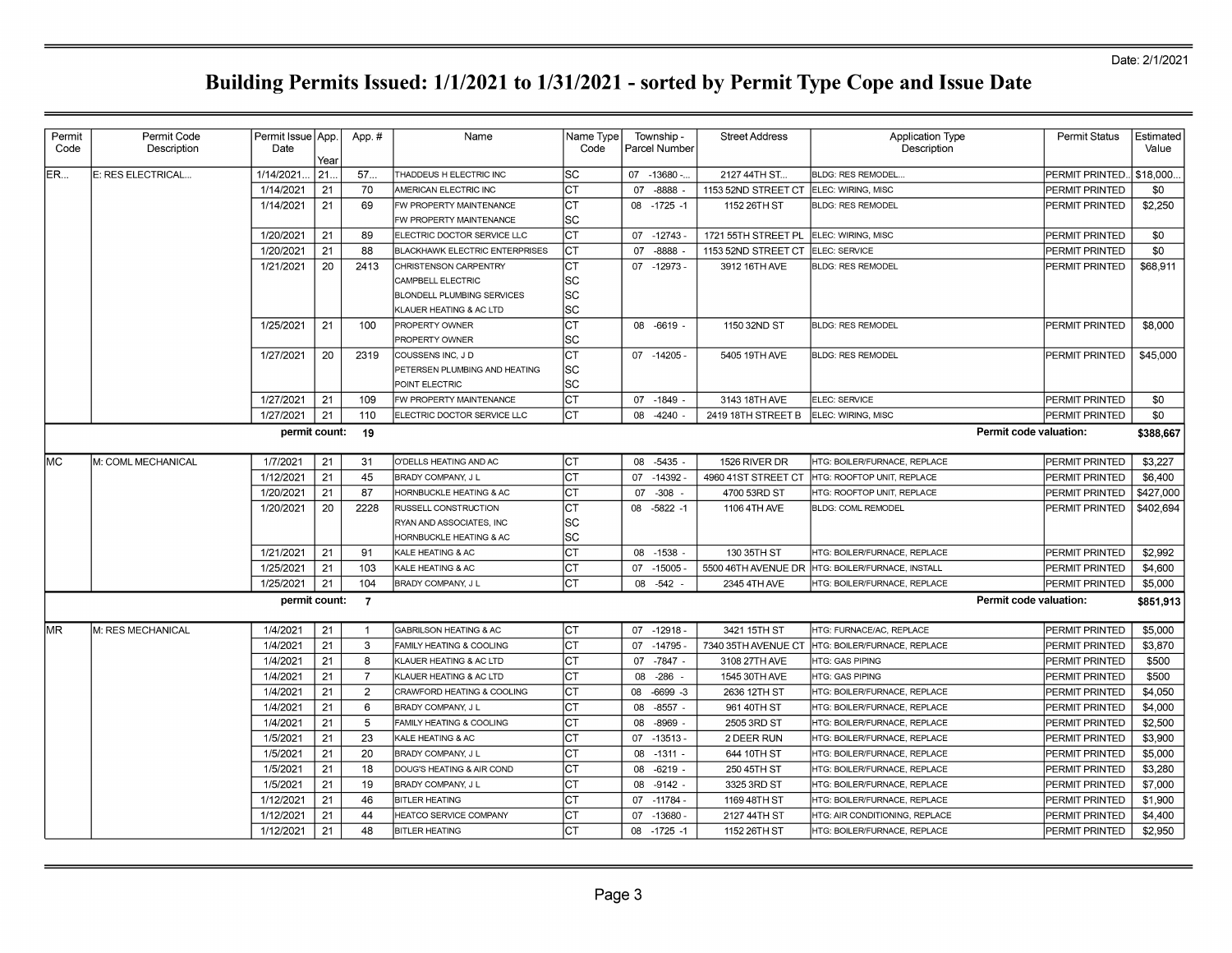Date: 2/1/2021

# Building Permits Issued: 1/1/2021 to 1/31/2021 - sorted by Permit Type Cope and Issue Date

| Permit Code | Permit Code Description | Permit Issue Date | App. Year | App. # | Name | Name Type Code | Township - Parcel Number | Street Address | Application Type Description | Permit Status | Estimated Value |
|---|---|---|---|---|---|---|---|---|---|---|---|
| ER... | E: RES ELECTRICAL... | 1/14/2021... | 21... | 57... | THADDEUS H ELECTRIC INC | SC | 07 -13680 -... | 2127 44TH ST... | BLDG: RES REMODEL... | PERMIT PRINTED... | $18,000... |
| | | 1/14/2021 | 21 | 70 | AMERICAN ELECTRIC INC | CT | 07 -8888 - | 1153 52ND STREET CT | ELEC: WIRING, MISC | PERMIT PRINTED | $0 |
| | | 1/14/2021 | 21 | 69 | FW PROPERTY MAINTENANCE | CT | 08 -1725 -1 | 1152 26TH ST | BLDG: RES REMODEL | PERMIT PRINTED | $2,250 |
| | | | | | FW PROPERTY MAINTENANCE | SC | | | | | |
| | | 1/20/2021 | 21 | 89 | ELECTRIC DOCTOR SERVICE LLC | CT | 07 -12743 - | 1721 55TH STREET PL | ELEC: WIRING, MISC | PERMIT PRINTED | $0 |
| | | 1/20/2021 | 21 | 88 | BLACKHAWK ELECTRIC ENTERPRISES | CT | 07 -8888 - | 1153 52ND STREET CT | ELEC: SERVICE | PERMIT PRINTED | $0 |
| | | 1/21/2021 | 20 | 2413 | CHRISTENSON CARPENTRY | CT | 07 -12973 - | 3912 16TH AVE | BLDG: RES REMODEL | PERMIT PRINTED | $68,911 |
| | | | | | CAMPBELL ELECTRIC | SC | | | | | |
| | | | | | BLONDELL PLUMBING SERVICES | SC | | | | | |
| | | | | | KLAUER HEATING & AC LTD | SC | | | | | |
| | | 1/25/2021 | 21 | 100 | PROPERTY OWNER | CT | 08 -6619 - | 1150 32ND ST | BLDG: RES REMODEL | PERMIT PRINTED | $8,000 |
| | | | | | PROPERTY OWNER | SC | | | | | |
| | | 1/27/2021 | 20 | 2319 | COUSSENS INC, J D | CT | 07 -14205 - | 5405 19TH AVE | BLDG: RES REMODEL | PERMIT PRINTED | $45,000 |
| | | | | | PETERSEN PLUMBING AND HEATING | SC | | | | | |
| | | | | | POINT ELECTRIC | SC | | | | | |
| | | 1/27/2021 | 21 | 109 | FW PROPERTY MAINTENANCE | CT | 07 -1849 - | 3143 18TH AVE | ELEC: SERVICE | PERMIT PRINTED | $0 |
| | | 1/27/2021 | 21 | 110 | ELECTRIC DOCTOR SERVICE LLC | CT | 08 -4240 - | 2419 18TH STREET B | ELEC: WIRING, MISC | PERMIT PRINTED | $0 |
| | | **permit count:** | | **19** | | | | | **Permit code valuation:** | | **$388,667** |
| MC | M: COML MECHANICAL | 1/7/2021 | 21 | 31 | O'DELLS HEATING AND AC | CT | 08 -5435 - | 1526 RIVER DR | HTG: BOILER/FURNACE, REPLACE | PERMIT PRINTED | $3,227 |
| | | 1/12/2021 | 21 | 45 | BRADY COMPANY, J L | CT | 07 -14392 - | 4960 41ST STREET CT | HTG: ROOFTOP UNIT, REPLACE | PERMIT PRINTED | $6,400 |
| | | 1/20/2021 | 21 | 87 | HORNBUCKLE HEATING & AC | CT | 07 -308 - | 4700 53RD ST | HTG: ROOFTOP UNIT, REPLACE | PERMIT PRINTED | $427,000 |
| | | 1/20/2021 | 20 | 2228 | RUSSELL CONSTRUCTION | CT | 08 -5822 -1 | 1106 4TH AVE | BLDG: COML REMODEL | PERMIT PRINTED | $402,694 |
| | | | | | RYAN AND ASSOCIATES, INC | SC | | | | | |
| | | | | | HORNBUCKLE HEATING & AC | SC | | | | | |
| | | 1/21/2021 | 21 | 91 | KALE HEATING & AC | CT | 08 -1538 - | 130 35TH ST | HTG: BOILER/FURNACE, REPLACE | PERMIT PRINTED | $2,992 |
| | | 1/25/2021 | 21 | 103 | KALE HEATING & AC | CT | 07 -15005 - | 5500 46TH AVENUE DR | HTG: BOILER/FURNACE, INSTALL | PERMIT PRINTED | $4,600 |
| | | 1/25/2021 | 21 | 104 | BRADY COMPANY, J L | CT | 08 -542 - | 2345 4TH AVE | HTG: BOILER/FURNACE, REPLACE | PERMIT PRINTED | $5,000 |
| | | **permit count:** | | **7** | | | | | **Permit code valuation:** | | **$851,913** |
| MR | M: RES MECHANICAL | 1/4/2021 | 21 | 1 | GABRILSON HEATING & AC | CT | 07 -12918 - | 3421 15TH ST | HTG: FURNACE/AC, REPLACE | PERMIT PRINTED | $5,000 |
| | | 1/4/2021 | 21 | 3 | FAMILY HEATING & COOLING | CT | 07 -14795 - | 7340 35TH AVENUE CT | HTG: BOILER/FURNACE, REPLACE | PERMIT PRINTED | $3,870 |
| | | 1/4/2021 | 21 | 8 | KLAUER HEATING & AC LTD | CT | 07 -7847 - | 3108 27TH AVE | HTG: GAS PIPING | PERMIT PRINTED | $500 |
| | | 1/4/2021 | 21 | 7 | KLAUER HEATING & AC LTD | CT | 08 -286 - | 1545 30TH AVE | HTG: GAS PIPING | PERMIT PRINTED | $500 |
| | | 1/4/2021 | 21 | 2 | CRAWFORD HEATING & COOLING | CT | 08 -6699 -3 | 2636 12TH ST | HTG: BOILER/FURNACE, REPLACE | PERMIT PRINTED | $4,050 |
| | | 1/4/2021 | 21 | 6 | BRADY COMPANY, J L | CT | 08 -8557 - | 961 40TH ST | HTG: BOILER/FURNACE, REPLACE | PERMIT PRINTED | $4,000 |
| | | 1/4/2021 | 21 | 5 | FAMILY HEATING & COOLING | CT | 08 -8969 - | 2505 3RD ST | HTG: BOILER/FURNACE, REPLACE | PERMIT PRINTED | $2,500 |
| | | 1/5/2021 | 21 | 23 | KALE HEATING & AC | CT | 07 -13513 - | 2 DEER RUN | HTG: BOILER/FURNACE, REPLACE | PERMIT PRINTED | $3,900 |
| | | 1/5/2021 | 21 | 20 | BRADY COMPANY, J L | CT | 08 -1311 - | 644 10TH ST | HTG: BOILER/FURNACE, REPLACE | PERMIT PRINTED | $5,000 |
| | | 1/5/2021 | 21 | 18 | DOUG'S HEATING & AIR COND | CT | 08 -6219 - | 250 45TH ST | HTG: BOILER/FURNACE, REPLACE | PERMIT PRINTED | $3,280 |
| | | 1/5/2021 | 21 | 19 | BRADY COMPANY, J L | CT | 08 -9142 - | 3325 3RD ST | HTG: BOILER/FURNACE, REPLACE | PERMIT PRINTED | $7,000 |
| | | 1/12/2021 | 21 | 46 | BITLER HEATING | CT | 07 -11784 - | 1169 48TH ST | HTG: BOILER/FURNACE, REPLACE | PERMIT PRINTED | $1,900 |
| | | 1/12/2021 | 21 | 44 | HEATCO SERVICE COMPANY | CT | 07 -13680 - | 2127 44TH ST | HTG: AIR CONDITIONING, REPLACE | PERMIT PRINTED | $4,400 |
| | | 1/12/2021 | 21 | 48 | BITLER HEATING | CT | 08 -1725 -1 | 1152 26TH ST | HTG: BOILER/FURNACE, REPLACE | PERMIT PRINTED | $2,950 |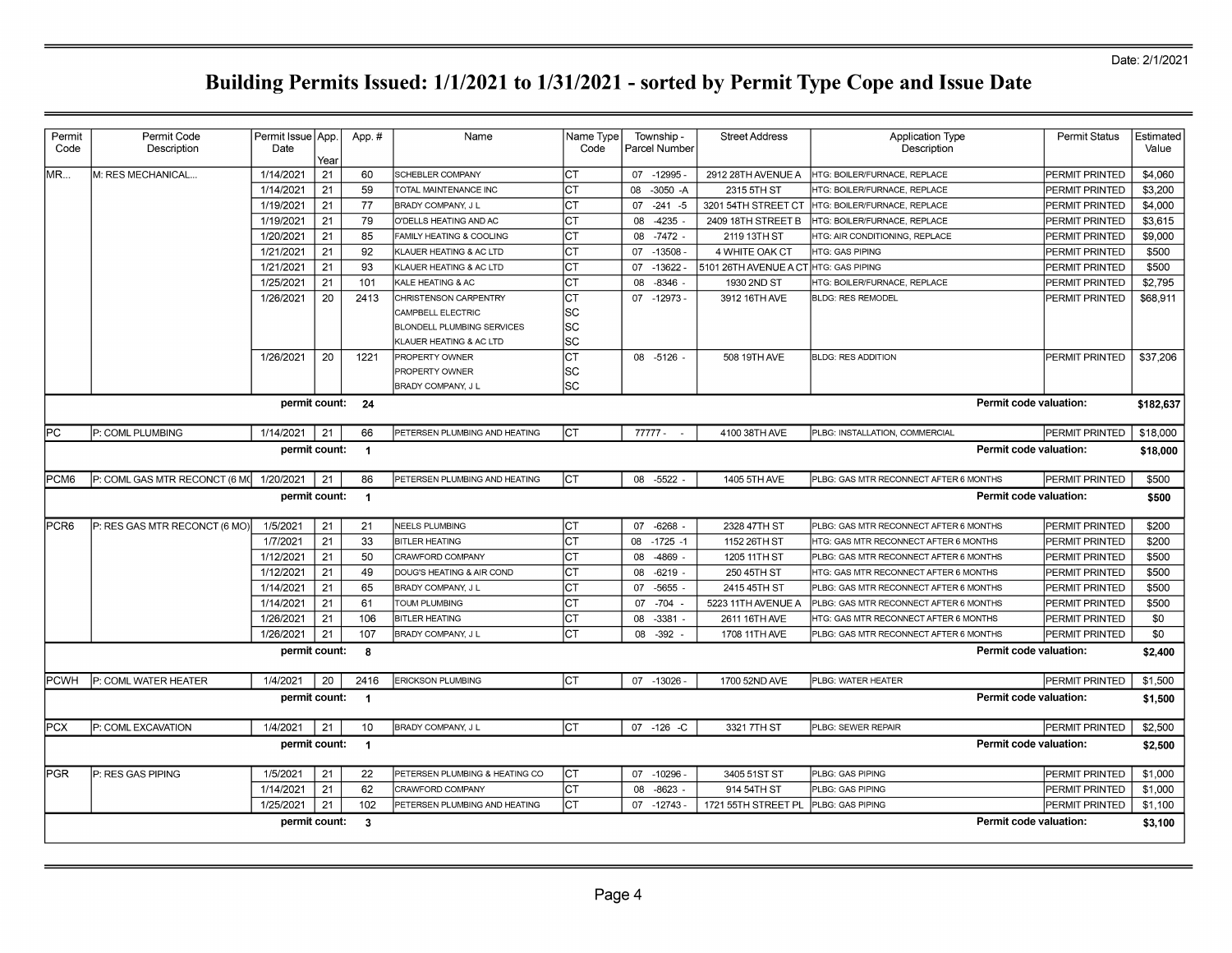Date: 2/1/2021

# Building Permits Issued: 1/1/2021 to 1/31/2021 - sorted by Permit Type Cope and Issue Date

| Permit Code | Permit Code Description | Permit Issue Date | App. Year | App. # | Name | Name Type Code | Township - Parcel Number | Street Address | Application Type Description | Permit Status | Estimated Value |
|---|---|---|---|---|---|---|---|---|---|---|---|
| MR... | M: RES MECHANICAL... | 1/14/2021 | 21 | 60 | SCHEBLER COMPANY | CT | 07 -12995 - | 2912 28TH AVENUE A | HTG: BOILER/FURNACE, REPLACE | PERMIT PRINTED | $4,060 |
| | | 1/14/2021 | 21 | 59 | TOTAL MAINTENANCE INC | CT | 08 -3050 -A | 2315 5TH ST | HTG: BOILER/FURNACE, REPLACE | PERMIT PRINTED | $3,200 |
| | | 1/19/2021 | 21 | 77 | BRADY COMPANY, J L | CT | 07 -241 -5 | 3201 54TH STREET CT | HTG: BOILER/FURNACE, REPLACE | PERMIT PRINTED | $4,000 |
| | | 1/19/2021 | 21 | 79 | O'DELLS HEATING AND AC | CT | 08 -4235 - | 2409 18TH STREET B | HTG: BOILER/FURNACE, REPLACE | PERMIT PRINTED | $3,615 |
| | | 1/20/2021 | 21 | 85 | FAMILY HEATING & COOLING | CT | 08 -7472 - | 2119 13TH ST | HTG: AIR CONDITIONING, REPLACE | PERMIT PRINTED | $9,000 |
| | | 1/21/2021 | 21 | 92 | KLAUER HEATING & AC LTD | CT | 07 -13508 - | 4 WHITE OAK CT | HTG: GAS PIPING | PERMIT PRINTED | $500 |
| | | 1/21/2021 | 21 | 93 | KLAUER HEATING & AC LTD | CT | 07 -13622 - | 5101 26TH AVENUE A CT | HTG: GAS PIPING | PERMIT PRINTED | $500 |
| | | 1/25/2021 | 21 | 101 | KALE HEATING & AC | CT | 08 -8346 - | 1930 2ND ST | HTG: BOILER/FURNACE, REPLACE | PERMIT PRINTED | $2,795 |
| | | 1/26/2021 | 20 | 2413 | CHRISTENSON CARPENTRY | CT | 07 -12973 - | 3912 16TH AVE | BLDG: RES REMODEL | PERMIT PRINTED | $68,911 |
| | | | | | CAMPBELL ELECTRIC | SC | | | | | |
| | | | | | BLONDELL PLUMBING SERVICES | SC | | | | | |
| | | | | | KLAUER HEATING & AC LTD | SC | | | | | |
| | | 1/26/2021 | 20 | 1221 | PROPERTY OWNER | CT | 08 -5126 - | 508 19TH AVE | BLDG: RES ADDITION | PERMIT PRINTED | $37,206 |
| | | | | | PROPERTY OWNER | SC | | | | | |
| | | | | | BRADY COMPANY, J L | SC | | | | | |
| | | **permit count:** | | **24** | | | | | **Permit code valuation:** | | **$182,637** |
| PC | P: COML PLUMBING | 1/14/2021 | 21 | 66 | PETERSEN PLUMBING AND HEATING | CT | 77777 - - | 4100 38TH AVE | PLBG: INSTALLATION, COMMERCIAL | PERMIT PRINTED | $18,000 |
| | | **permit count:** | | **1** | | | | | **Permit code valuation:** | | **$18,000** |
| PCM6 | P: COML GAS MTR RECONCT (6 MO | 1/20/2021 | 21 | 86 | PETERSEN PLUMBING AND HEATING | CT | 08 -5522 - | 1405 5TH AVE | PLBG: GAS MTR RECONNECT AFTER 6 MONTHS | PERMIT PRINTED | $500 |
| | | **permit count:** | | **1** | | | | | **Permit code valuation:** | | **$500** |
| PCR6 | P: RES GAS MTR RECONCT (6 MO) | 1/5/2021 | 21 | 21 | NEELS PLUMBING | CT | 07 -6268 - | 2328 47TH ST | PLBG: GAS MTR RECONNECT AFTER 6 MONTHS | PERMIT PRINTED | $200 |
| | | 1/7/2021 | 21 | 33 | BITLER HEATING | CT | 08 -1725 -1 | 1152 26TH ST | HTG: GAS MTR RECONNECT AFTER 6 MONTHS | PERMIT PRINTED | $200 |
| | | 1/12/2021 | 21 | 50 | CRAWFORD COMPANY | CT | 08 -4869 - | 1205 11TH ST | PLBG: GAS MTR RECONNECT AFTER 6 MONTHS | PERMIT PRINTED | $500 |
| | | 1/12/2021 | 21 | 49 | DOUG'S HEATING & AIR COND | CT | 08 -6219 - | 250 45TH ST | HTG: GAS MTR RECONNECT AFTER 6 MONTHS | PERMIT PRINTED | $500 |
| | | 1/14/2021 | 21 | 65 | BRADY COMPANY, J L | CT | 07 -5655 - | 2415 45TH ST | PLBG: GAS MTR RECONNECT AFTER 6 MONTHS | PERMIT PRINTED | $500 |
| | | 1/14/2021 | 21 | 61 | TOUM PLUMBING | CT | 07 -704 - | 5223 11TH AVENUE A | PLBG: GAS MTR RECONNECT AFTER 6 MONTHS | PERMIT PRINTED | $500 |
| | | 1/26/2021 | 21 | 106 | BITLER HEATING | CT | 08 -3381 - | 2611 16TH AVE | HTG: GAS MTR RECONNECT AFTER 6 MONTHS | PERMIT PRINTED | $0 |
| | | 1/26/2021 | 21 | 107 | BRADY COMPANY, J L | CT | 08 -392 - | 1708 11TH AVE | PLBG: GAS MTR RECONNECT AFTER 6 MONTHS | PERMIT PRINTED | $0 |
| | | **permit count:** | | **8** | | | | | **Permit code valuation:** | | **$2,400** |
| PCWH | P: COML WATER HEATER | 1/4/2021 | 20 | 2416 | ERICKSON PLUMBING | CT | 07 -13026 - | 1700 52ND AVE | PLBG: WATER HEATER | PERMIT PRINTED | $1,500 |
| | | **permit count:** | | **1** | | | | | **Permit code valuation:** | | **$1,500** |
| PCX | P: COML EXCAVATION | 1/4/2021 | 21 | 10 | BRADY COMPANY, J L | CT | 07 -126 -C | 3321 7TH ST | PLBG: SEWER REPAIR | PERMIT PRINTED | $2,500 |
| | | **permit count:** | | **1** | | | | | **Permit code valuation:** | | **$2,500** |
| PGR | P: RES GAS PIPING | 1/5/2021 | 21 | 22 | PETERSEN PLUMBING & HEATING CO | CT | 07 -10296 - | 3405 51ST ST | PLBG: GAS PIPING | PERMIT PRINTED | $1,000 |
| | | 1/14/2021 | 21 | 62 | CRAWFORD COMPANY | CT | 08 -8623 - | 914 54TH ST | PLBG: GAS PIPING | PERMIT PRINTED | $1,000 |
| | | 1/25/2021 | 21 | 102 | PETERSEN PLUMBING AND HEATING | CT | 07 -12743 - | 1721 55TH STREET PL | PLBG: GAS PIPING | PERMIT PRINTED | $1,100 |
| | | **permit count:** | | **3** | | | | | **Permit code valuation:** | | **$3,100** |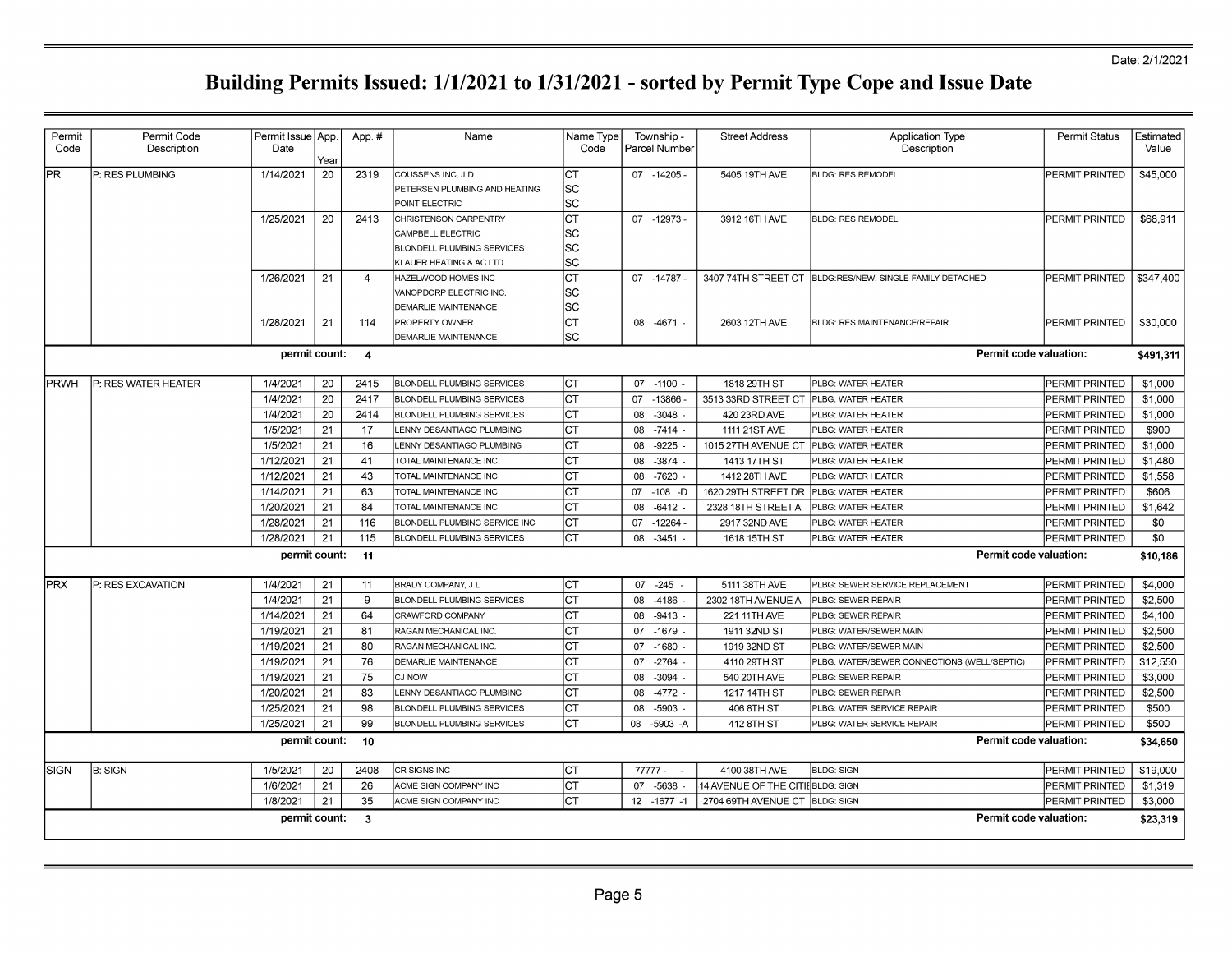Date: 2/1/2021

# Building Permits Issued: 1/1/2021 to 1/31/2021 - sorted by Permit Type Cope and Issue Date

| Permit Code | Permit Code Description | Permit Issue Date | App. Year | App. # | Name | Name Type Code | Township - Parcel Number | Street Address | Application Type Description | Permit Status | Estimated Value |
|---|---|---|---|---|---|---|---|---|---|---|---|
| PR | P: RES PLUMBING | 1/14/2021 | 20 | 2319 | COUSSENS INC, J D | CT | 07 -14205 - | 5405 19TH AVE | BLDG: RES REMODEL | PERMIT PRINTED | $45,000 |
| | | | | | PETERSEN PLUMBING AND HEATING | SC | | | | | |
| | | | | | POINT ELECTRIC | SC | | | | | |
| | | 1/25/2021 | 20 | 2413 | CHRISTENSON CARPENTRY | CT | 07 -12973 - | 3912 16TH AVE | BLDG: RES REMODEL | PERMIT PRINTED | $68,911 |
| | | | | | CAMPBELL ELECTRIC | SC | | | | | |
| | | | | | BLONDELL PLUMBING SERVICES | SC | | | | | |
| | | | | | KLAUER HEATING & AC LTD | SC | | | | | |
| | | 1/26/2021 | 21 | 4 | HAZELWOOD HOMES INC | CT | 07 -14787 - | 3407 74TH STREET CT | BLDG:RES/NEW, SINGLE FAMILY DETACHED | PERMIT PRINTED | $347,400 |
| | | | | | VANOPDORP ELECTRIC INC. | SC | | | | | |
| | | | | | DEMARLIE MAINTENANCE | SC | | | | | |
| | | 1/28/2021 | 21 | 114 | PROPERTY OWNER | CT | 08 -4671 - | 2603 12TH AVE | BLDG: RES MAINTENANCE/REPAIR | PERMIT PRINTED | $30,000 |
| | | | | | DEMARLIE MAINTENANCE | SC | | | | | |
| | | **permit count:** | | **4** | | | | | | **Permit code valuation:** | **$491,311** |
| PRWH | P: RES WATER HEATER | 1/4/2021 | 20 | 2415 | BLONDELL PLUMBING SERVICES | CT | 07 -1100 - | 1818 29TH ST | PLBG: WATER HEATER | PERMIT PRINTED | $1,000 |
| | | 1/4/2021 | 20 | 2417 | BLONDELL PLUMBING SERVICES | CT | 07 -13866 - | 3513 33RD STREET CT | PLBG: WATER HEATER | PERMIT PRINTED | $1,000 |
| | | 1/4/2021 | 20 | 2414 | BLONDELL PLUMBING SERVICES | CT | 08 -3048 - | 420 23RD AVE | PLBG: WATER HEATER | PERMIT PRINTED | $1,000 |
| | | 1/5/2021 | 21 | 17 | LENNY DESANTIAGO PLUMBING | CT | 08 -7414 - | 1111 21ST AVE | PLBG: WATER HEATER | PERMIT PRINTED | $900 |
| | | 1/5/2021 | 21 | 16 | LENNY DESANTIAGO PLUMBING | CT | 08 -9225 - | 1015 27TH AVENUE CT | PLBG: WATER HEATER | PERMIT PRINTED | $1,000 |
| | | 1/12/2021 | 21 | 41 | TOTAL MAINTENANCE INC | CT | 08 -3874 - | 1413 17TH ST | PLBG: WATER HEATER | PERMIT PRINTED | $1,480 |
| | | 1/12/2021 | 21 | 43 | TOTAL MAINTENANCE INC | CT | 08 -7620 - | 1412 28TH AVE | PLBG: WATER HEATER | PERMIT PRINTED | $1,558 |
| | | 1/14/2021 | 21 | 63 | TOTAL MAINTENANCE INC | CT | 07 -108 -D | 1620 29TH STREET DR | PLBG: WATER HEATER | PERMIT PRINTED | $606 |
| | | 1/20/2021 | 21 | 84 | TOTAL MAINTENANCE INC | CT | 08 -6412 - | 2328 18TH STREET A | PLBG: WATER HEATER | PERMIT PRINTED | $1,642 |
| | | 1/28/2021 | 21 | 116 | BLONDELL PLUMBING SERVICE INC | CT | 07 -12264 - | 2917 32ND AVE | PLBG: WATER HEATER | PERMIT PRINTED | $0 |
| | | 1/28/2021 | 21 | 115 | BLONDELL PLUMBING SERVICES | CT | 08 -3451 - | 1618 15TH ST | PLBG: WATER HEATER | PERMIT PRINTED | $0 |
| | | **permit count:** | | **11** | | | | | | **Permit code valuation:** | **$10,186** |
| PRX | P: RES EXCAVATION | 1/4/2021 | 21 | 11 | BRADY COMPANY, J L | CT | 07 -245 - | 5111 38TH AVE | PLBG: SEWER SERVICE REPLACEMENT | PERMIT PRINTED | $4,000 |
| | | 1/4/2021 | 21 | 9 | BLONDELL PLUMBING SERVICES | CT | 08 -4186 - | 2302 18TH AVENUE A | PLBG: SEWER REPAIR | PERMIT PRINTED | $2,500 |
| | | 1/14/2021 | 21 | 64 | CRAWFORD COMPANY | CT | 08 -9413 - | 221 11TH AVE | PLBG: SEWER REPAIR | PERMIT PRINTED | $4,100 |
| | | 1/19/2021 | 21 | 81 | RAGAN MECHANICAL INC. | CT | 07 -1679 - | 1911 32ND ST | PLBG: WATER/SEWER MAIN | PERMIT PRINTED | $2,500 |
| | | 1/19/2021 | 21 | 80 | RAGAN MECHANICAL INC. | CT | 07 -1680 - | 1919 32ND ST | PLBG: WATER/SEWER MAIN | PERMIT PRINTED | $2,500 |
| | | 1/19/2021 | 21 | 76 | DEMARLIE MAINTENANCE | CT | 07 -2764 - | 4110 29TH ST | PLBG: WATER/SEWER CONNECTIONS (WELL/SEPTIC) | PERMIT PRINTED | $12,550 |
| | | 1/19/2021 | 21 | 75 | CJ NOW | CT | 08 -3094 - | 540 20TH AVE | PLBG: SEWER REPAIR | PERMIT PRINTED | $3,000 |
| | | 1/20/2021 | 21 | 83 | LENNY DESANTIAGO PLUMBING | CT | 08 -4772 - | 1217 14TH ST | PLBG: SEWER REPAIR | PERMIT PRINTED | $2,500 |
| | | 1/25/2021 | 21 | 98 | BLONDELL PLUMBING SERVICES | CT | 08 -5903 - | 406 8TH ST | PLBG: WATER SERVICE REPAIR | PERMIT PRINTED | $500 |
| | | 1/25/2021 | 21 | 99 | BLONDELL PLUMBING SERVICES | CT | 08 -5903 -A | 412 8TH ST | PLBG: WATER SERVICE REPAIR | PERMIT PRINTED | $500 |
| | | **permit count:** | | **10** | | | | | | **Permit code valuation:** | **$34,650** |
| SIGN | B: SIGN | 1/5/2021 | 20 | 2408 | CR SIGNS INC | CT | 77777 - - | 4100 38TH AVE | BLDG: SIGN | PERMIT PRINTED | $19,000 |
| | | 1/6/2021 | 21 | 26 | ACME SIGN COMPANY INC | CT | 07 -5638 - | 14 AVENUE OF THE CITIE | BLDG: SIGN | PERMIT PRINTED | $1,319 |
| | | 1/8/2021 | 21 | 35 | ACME SIGN COMPANY INC | CT | 12 -1677 -1 | 2704 69TH AVENUE CT | BLDG: SIGN | PERMIT PRINTED | $3,000 |
| | | **permit count:** | | **3** | | | | | | **Permit code valuation:** | **$23,319** |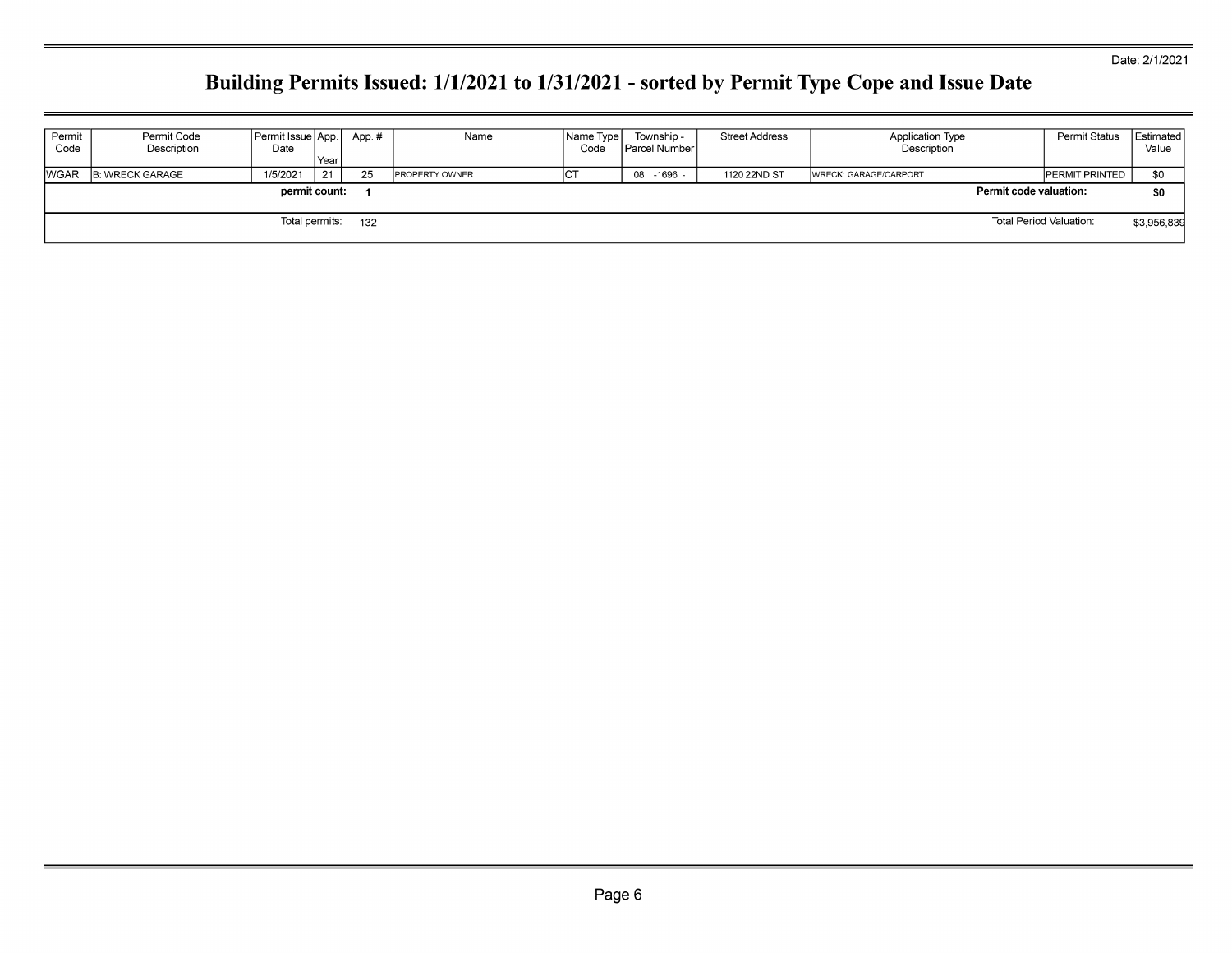Date: 2/1/2021

# Building Permits Issued: 1/1/2021 to 1/31/2021 - sorted by Permit Type Cope and Issue Date

| Permit Code | Permit Code Description | Permit Issue Date | App. Year | App. # | Name | Name Type Code | Township - Parcel Number | Street Address | Application Type Description | Permit Status | Estimated Value |
|---|---|---|---|---|---|---|---|---|---|---|---|
| WGAR | B: WRECK GARAGE | 1/5/2021 | 21 | 25 | PROPERTY OWNER | CT | 08 -1696 - | 1120 22ND ST | WRECK: GARAGE/CARPORT | PERMIT PRINTED | $0 |
| | | **permit count:** | | **1** | | | | | **Permit code valuation:** | | **$0** |
| | | Total permits: | | 132 | | | | | Total Period Valuation: | | $3,956,839 |